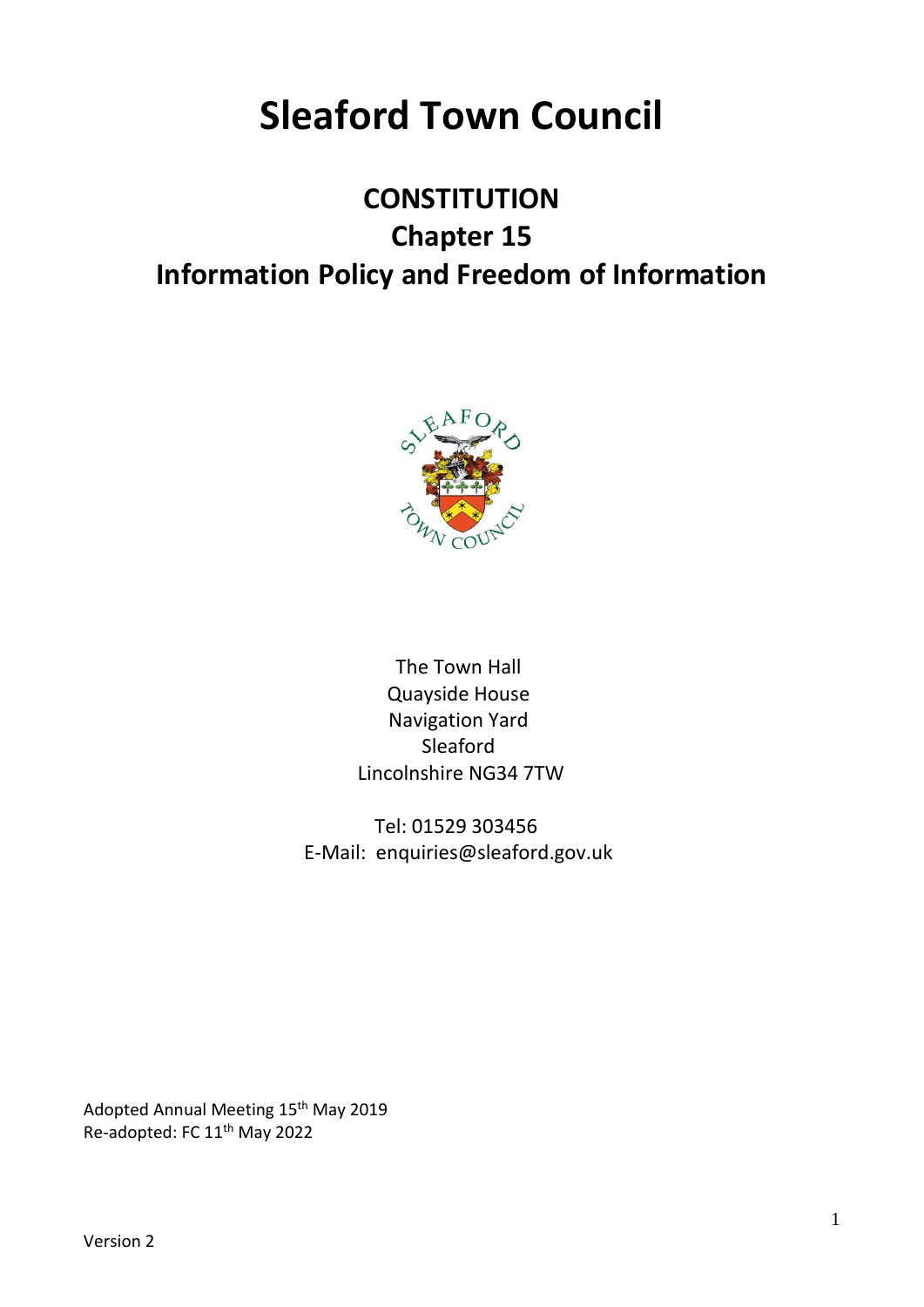# Sleaford Town Council

## CONSTITUTION

## Chapter 15

## Information Policy and Freedom of Information

The Town Hall
Quayside House
Navigation Yard
Sleaford
Lincolnshire NG34 7TW

Tel: 01529 303456
E-Mail: enquiries@sleaford.gov.uk

Adopted Annual Meeting 15th May 2019
Re-adopted: FC 11th May 2022

Version 2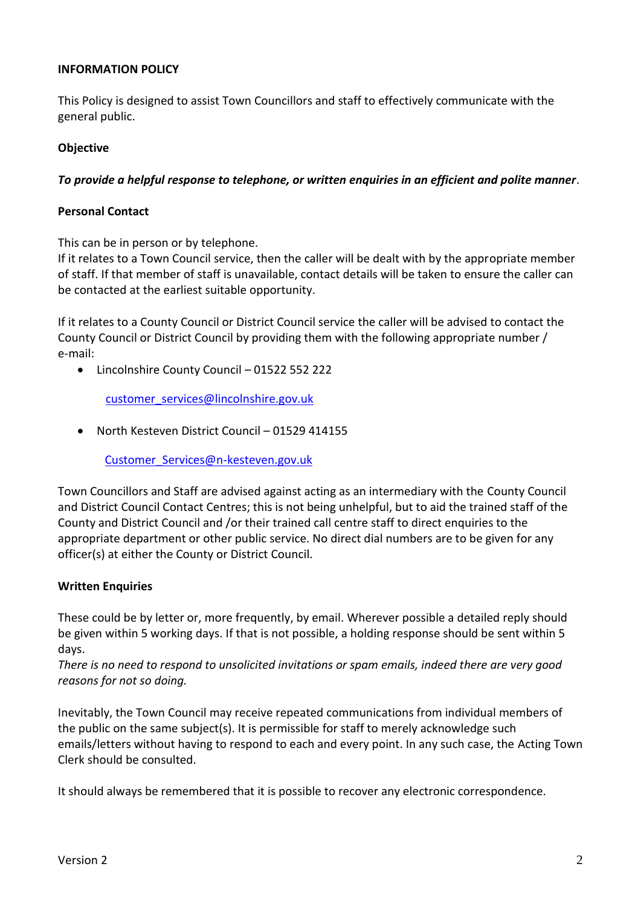**INFORMATION POLICY**

This Policy is designed to assist Town Councillors and staff to effectively communicate with the general public.

**Objective**

***To provide a helpful response to telephone, or written enquiries in an efficient and polite manner***.

**Personal Contact**

This can be in person or by telephone.
If it relates to a Town Council service, then the caller will be dealt with by the appropriate member of staff. If that member of staff is unavailable, contact details will be taken to ensure the caller can be contacted at the earliest suitable opportunity.

If it relates to a County Council or District Council service the caller will be advised to contact the County Council or District Council by providing them with the following appropriate number / e-mail:

- Lincolnshire County Council – 01522 552 222

  customer_services@lincolnshire.gov.uk

- North Kesteven District Council – 01529 414155

  Customer_Services@n-kesteven.gov.uk

Town Councillors and Staff are advised against acting as an intermediary with the County Council and District Council Contact Centres; this is not being unhelpful, but to aid the trained staff of the County and District Council and /or their trained call centre staff to direct enquiries to the appropriate department or other public service. No direct dial numbers are to be given for any officer(s) at either the County or District Council.

**Written Enquiries**

These could be by letter or, more frequently, by email. Wherever possible a detailed reply should be given within 5 working days. If that is not possible, a holding response should be sent within 5 days.
*There is no need to respond to unsolicited invitations or spam emails, indeed there are very good reasons for not so doing.*

Inevitably, the Town Council may receive repeated communications from individual members of the public on the same subject(s). It is permissible for staff to merely acknowledge such emails/letters without having to respond to each and every point. In any such case, the Acting Town Clerk should be consulted.

It should always be remembered that it is possible to recover any electronic correspondence.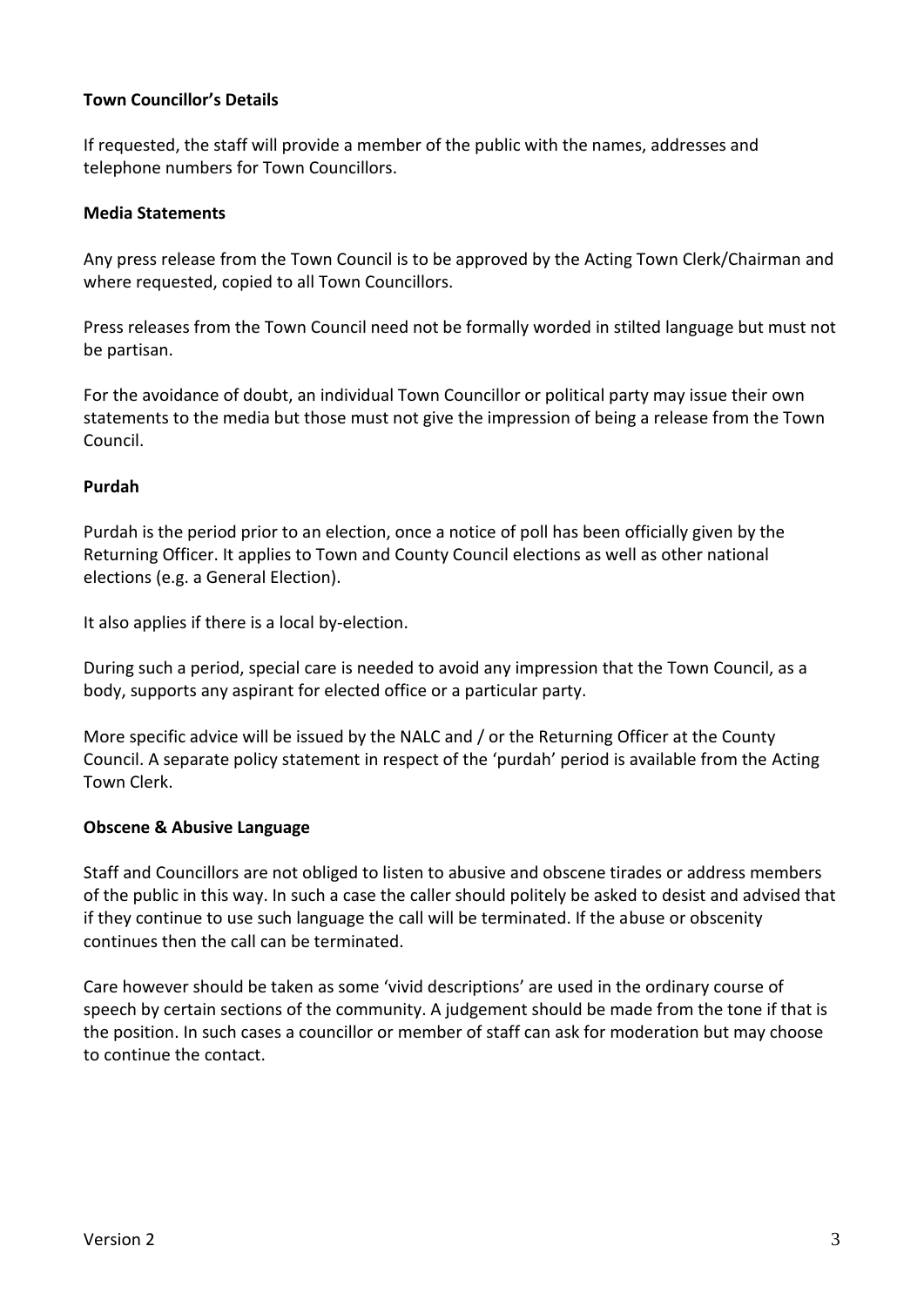**Town Councillor's Details**

If requested, the staff will provide a member of the public with the names, addresses and telephone numbers for Town Councillors.

**Media Statements**

Any press release from the Town Council is to be approved by the Acting Town Clerk/Chairman and where requested, copied to all Town Councillors.

Press releases from the Town Council need not be formally worded in stilted language but must not be partisan.

For the avoidance of doubt, an individual Town Councillor or political party may issue their own statements to the media but those must not give the impression of being a release from the Town Council.

**Purdah**

Purdah is the period prior to an election, once a notice of poll has been officially given by the Returning Officer. It applies to Town and County Council elections as well as other national elections (e.g. a General Election).

It also applies if there is a local by-election.

During such a period, special care is needed to avoid any impression that the Town Council, as a body, supports any aspirant for elected office or a particular party.

More specific advice will be issued by the NALC and / or the Returning Officer at the County Council. A separate policy statement in respect of the 'purdah' period is available from the Acting Town Clerk.

**Obscene & Abusive Language**

Staff and Councillors are not obliged to listen to abusive and obscene tirades or address members of the public in this way. In such a case the caller should politely be asked to desist and advised that if they continue to use such language the call will be terminated. If the abuse or obscenity continues then the call can be terminated.

Care however should be taken as some 'vivid descriptions' are used in the ordinary course of speech by certain sections of the community. A judgement should be made from the tone if that is the position. In such cases a councillor or member of staff can ask for moderation but may choose to continue the contact.

Version 2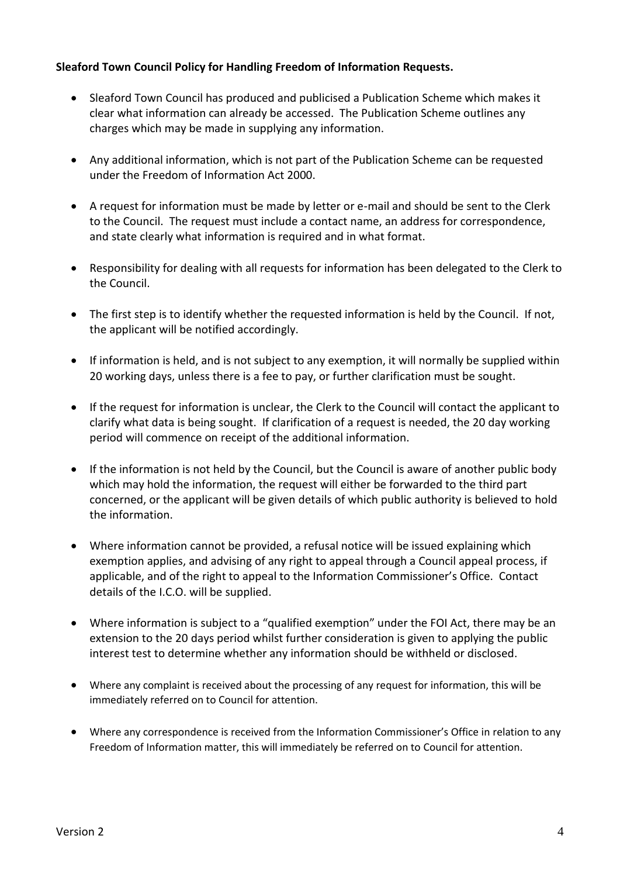**Sleaford Town Council Policy for Handling Freedom of Information Requests.**

- Sleaford Town Council has produced and publicised a Publication Scheme which makes it clear what information can already be accessed. The Publication Scheme outlines any charges which may be made in supplying any information.
- Any additional information, which is not part of the Publication Scheme can be requested under the Freedom of Information Act 2000.
- A request for information must be made by letter or e-mail and should be sent to the Clerk to the Council. The request must include a contact name, an address for correspondence, and state clearly what information is required and in what format.
- Responsibility for dealing with all requests for information has been delegated to the Clerk to the Council.
- The first step is to identify whether the requested information is held by the Council. If not, the applicant will be notified accordingly.
- If information is held, and is not subject to any exemption, it will normally be supplied within 20 working days, unless there is a fee to pay, or further clarification must be sought.
- If the request for information is unclear, the Clerk to the Council will contact the applicant to clarify what data is being sought. If clarification of a request is needed, the 20 day working period will commence on receipt of the additional information.
- If the information is not held by the Council, but the Council is aware of another public body which may hold the information, the request will either be forwarded to the third part concerned, or the applicant will be given details of which public authority is believed to hold the information.
- Where information cannot be provided, a refusal notice will be issued explaining which exemption applies, and advising of any right to appeal through a Council appeal process, if applicable, and of the right to appeal to the Information Commissioner's Office. Contact details of the I.C.O. will be supplied.
- Where information is subject to a "qualified exemption" under the FOI Act, there may be an extension to the 20 days period whilst further consideration is given to applying the public interest test to determine whether any information should be withheld or disclosed.
- Where any complaint is received about the processing of any request for information, this will be immediately referred on to Council for attention.
- Where any correspondence is received from the Information Commissioner's Office in relation to any Freedom of Information matter, this will immediately be referred on to Council for attention.

Version 2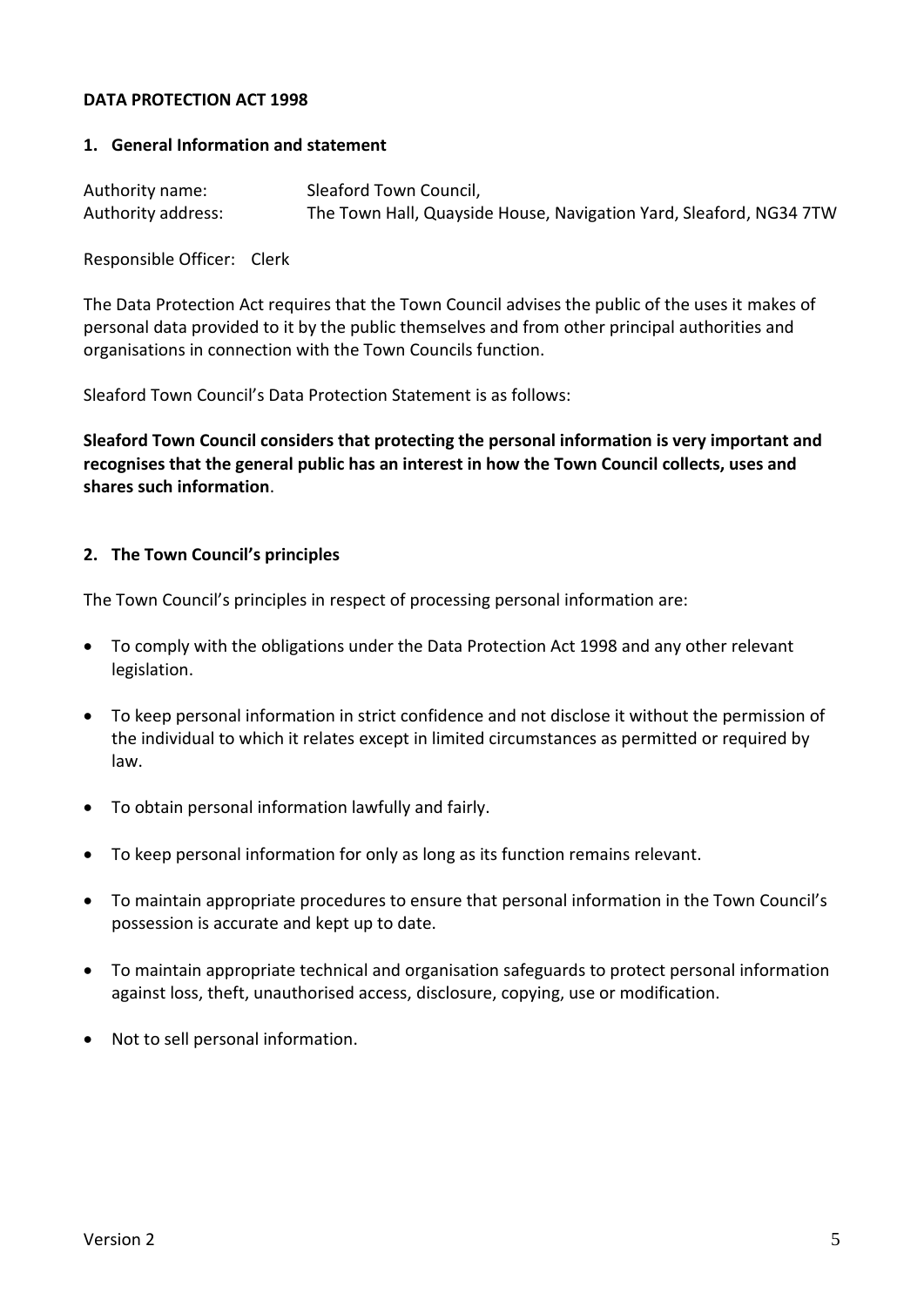**DATA PROTECTION ACT 1998**

## 1. General Information and statement

Authority name: Sleaford Town Council,
Authority address: The Town Hall, Quayside House, Navigation Yard, Sleaford, NG34 7TW

Responsible Officer: Clerk

The Data Protection Act requires that the Town Council advises the public of the uses it makes of personal data provided to it by the public themselves and from other principal authorities and organisations in connection with the Town Councils function.

Sleaford Town Council's Data Protection Statement is as follows:

**Sleaford Town Council considers that protecting the personal information is very important and recognises that the general public has an interest in how the Town Council collects, uses and shares such information**.

## 2. The Town Council's principles

The Town Council's principles in respect of processing personal information are:

- To comply with the obligations under the Data Protection Act 1998 and any other relevant legislation.
- To keep personal information in strict confidence and not disclose it without the permission of the individual to which it relates except in limited circumstances as permitted or required by law.
- To obtain personal information lawfully and fairly.
- To keep personal information for only as long as its function remains relevant.
- To maintain appropriate procedures to ensure that personal information in the Town Council's possession is accurate and kept up to date.
- To maintain appropriate technical and organisation safeguards to protect personal information against loss, theft, unauthorised access, disclosure, copying, use or modification.
- Not to sell personal information.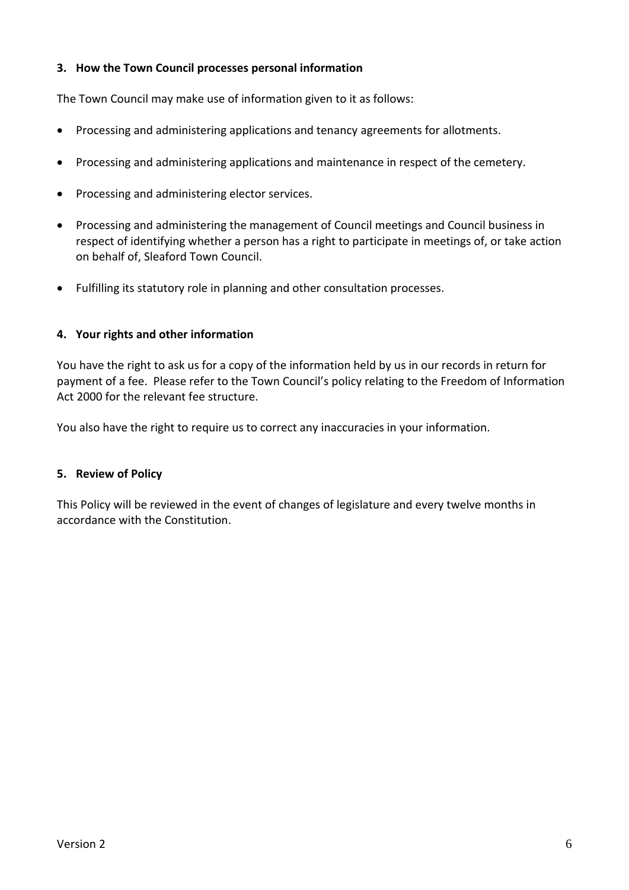### 3. How the Town Council processes personal information

The Town Council may make use of information given to it as follows:

- Processing and administering applications and tenancy agreements for allotments.
- Processing and administering applications and maintenance in respect of the cemetery.
- Processing and administering elector services.
- Processing and administering the management of Council meetings and Council business in respect of identifying whether a person has a right to participate in meetings of, or take action on behalf of, Sleaford Town Council.
- Fulfilling its statutory role in planning and other consultation processes.

### 4. Your rights and other information

You have the right to ask us for a copy of the information held by us in our records in return for payment of a fee. Please refer to the Town Council's policy relating to the Freedom of Information Act 2000 for the relevant fee structure.

You also have the right to require us to correct any inaccuracies in your information.

### 5. Review of Policy

This Policy will be reviewed in the event of changes of legislature and every twelve months in accordance with the Constitution.